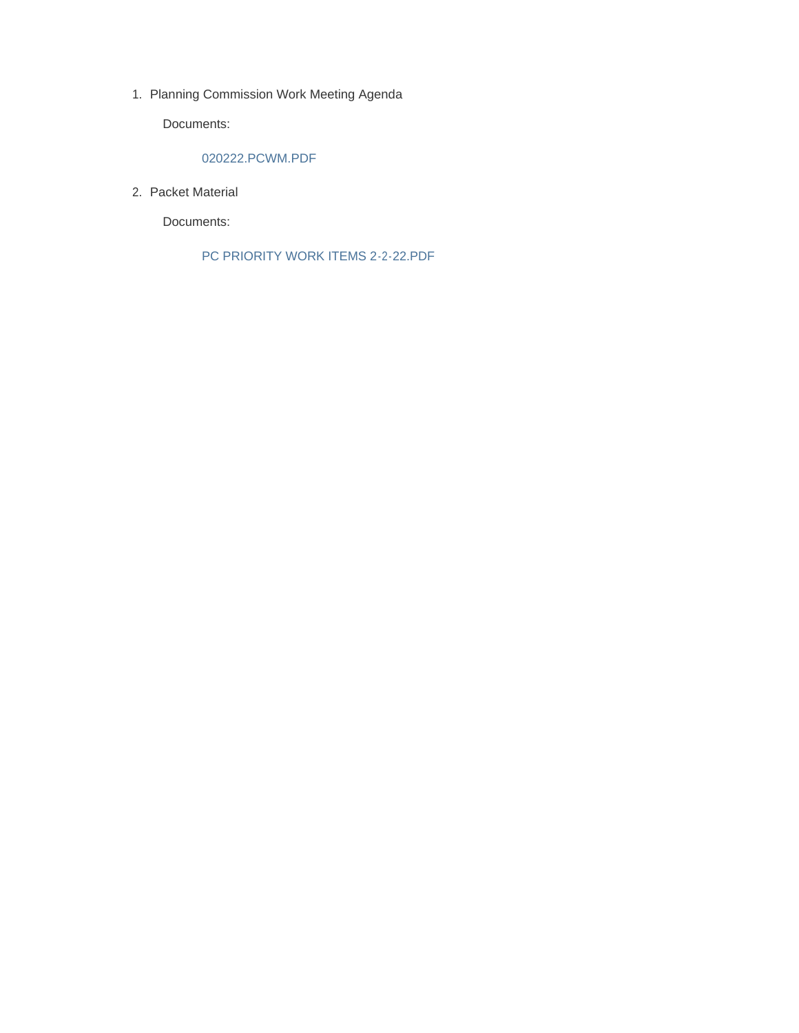1. Planning Commission Work Meeting Agenda

    Documents:

    020222.PCWM.PDF

2. Packet Material

    Documents:

    PC PRIORITY WORK ITEMS 2-2-22.PDF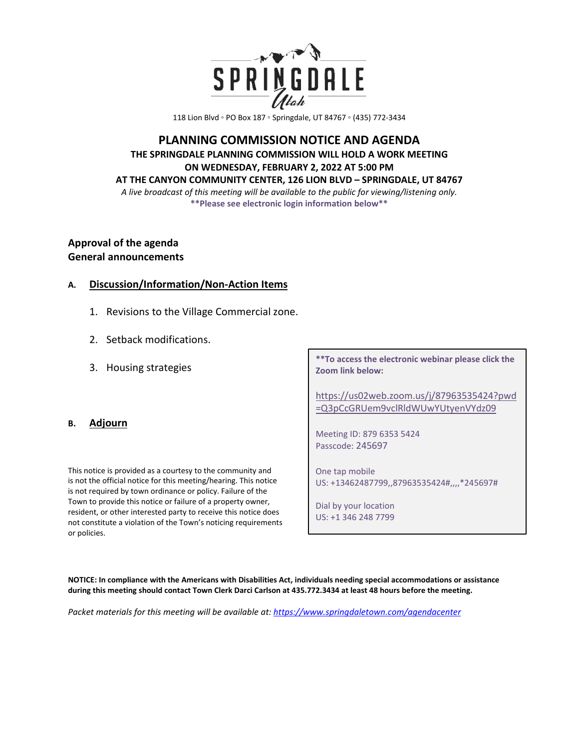SPRINGDALE Utah

118 Lion Blvd ◦ PO Box 187 ◦ Springdale, UT 84767 ◦ (435) 772-3434

# PLANNING COMMISSION NOTICE AND AGENDA

**THE SPRINGDALE PLANNING COMMISSION WILL HOLD A WORK MEETING**
**ON WEDNESDAY, FEBRUARY 2, 2022 AT 5:00 PM**
**AT THE CANYON COMMUNITY CENTER, 126 LION BLVD – SPRINGDALE, UT 84767**

*A live broadcast of this meeting will be available to the public for viewing/listening only.*

**\*\*Please see electronic login information below\*\***

**Approval of the agenda**
**General announcements**

## A. Discussion/Information/Non-Action Items

1. Revisions to the Village Commercial zone.
2. Setback modifications.
3. Housing strategies

## B. Adjourn

This notice is provided as a courtesy to the community and is not the official notice for this meeting/hearing. This notice is not required by town ordinance or policy. Failure of the Town to provide this notice or failure of a property owner, resident, or other interested party to receive this notice does not constitute a violation of the Town's noticing requirements or policies.

**\*\*To access the electronic webinar please click the Zoom link below:**

https://us02web.zoom.us/j/87963535424?pwd=Q3pCcGRUem9vclRldWUwYUtyenVYdz09

Meeting ID: 879 6353 5424
Passcode: 245697

One tap mobile
US: +13462487799,,87963535424#,,,,*245697#

Dial by your location
US: +1 346 248 7799

**NOTICE: In compliance with the Americans with Disabilities Act, individuals needing special accommodations or assistance during this meeting should contact Town Clerk Darci Carlson at 435.772.3434 at least 48 hours before the meeting.**

*Packet materials for this meeting will be available at:* https://www.springdaletown.com/agendacenter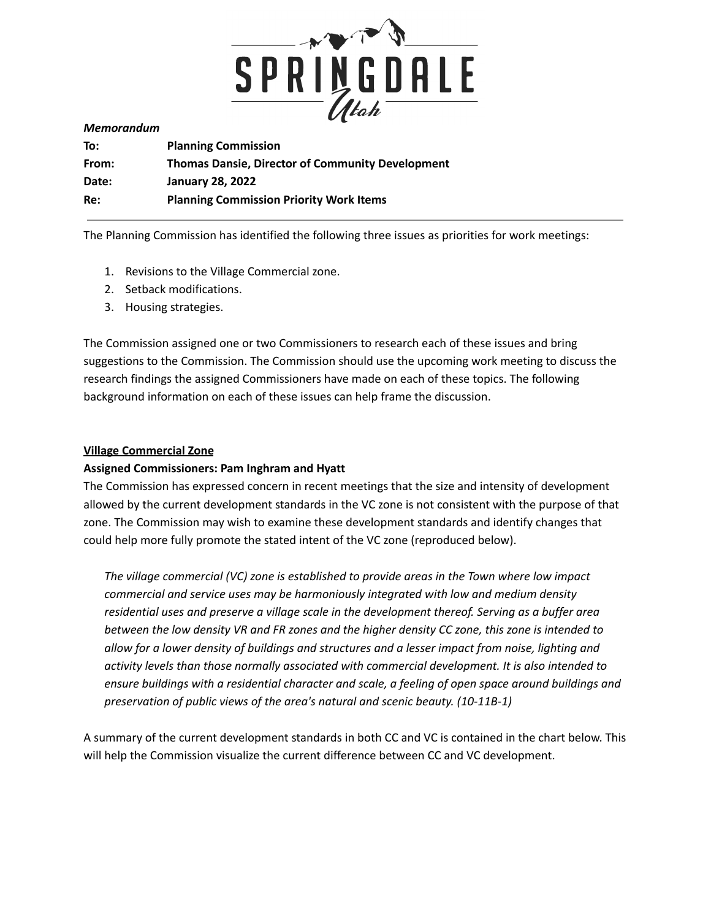*Memorandum*

| | |
|---|---|
| **To:** | **Planning Commission** |
| **From:** | **Thomas Dansie, Director of Community Development** |
| **Date:** | **January 28, 2022** |
| **Re:** | **Planning Commission Priority Work Items** |

---

The Planning Commission has identified the following three issues as priorities for work meetings:

1. Revisions to the Village Commercial zone.
2. Setback modifications.
3. Housing strategies.

The Commission assigned one or two Commissioners to research each of these issues and bring suggestions to the Commission. The Commission should use the upcoming work meeting to discuss the research findings the assigned Commissioners have made on each of these topics. The following background information on each of these issues can help frame the discussion.

## Village Commercial Zone

**Assigned Commissioners: Pam Inghram and Hyatt**

The Commission has expressed concern in recent meetings that the size and intensity of development allowed by the current development standards in the VC zone is not consistent with the purpose of that zone. The Commission may wish to examine these development standards and identify changes that could help more fully promote the stated intent of the VC zone (reproduced below).

> *The village commercial (VC) zone is established to provide areas in the Town where low impact commercial and service uses may be harmoniously integrated with low and medium density residential uses and preserve a village scale in the development thereof. Serving as a buffer area between the low density VR and FR zones and the higher density CC zone, this zone is intended to allow for a lower density of buildings and structures and a lesser impact from noise, lighting and activity levels than those normally associated with commercial development. It is also intended to ensure buildings with a residential character and scale, a feeling of open space around buildings and preservation of public views of the area's natural and scenic beauty. (10-11B-1)*

A summary of the current development standards in both CC and VC is contained in the chart below. This will help the Commission visualize the current difference between CC and VC development.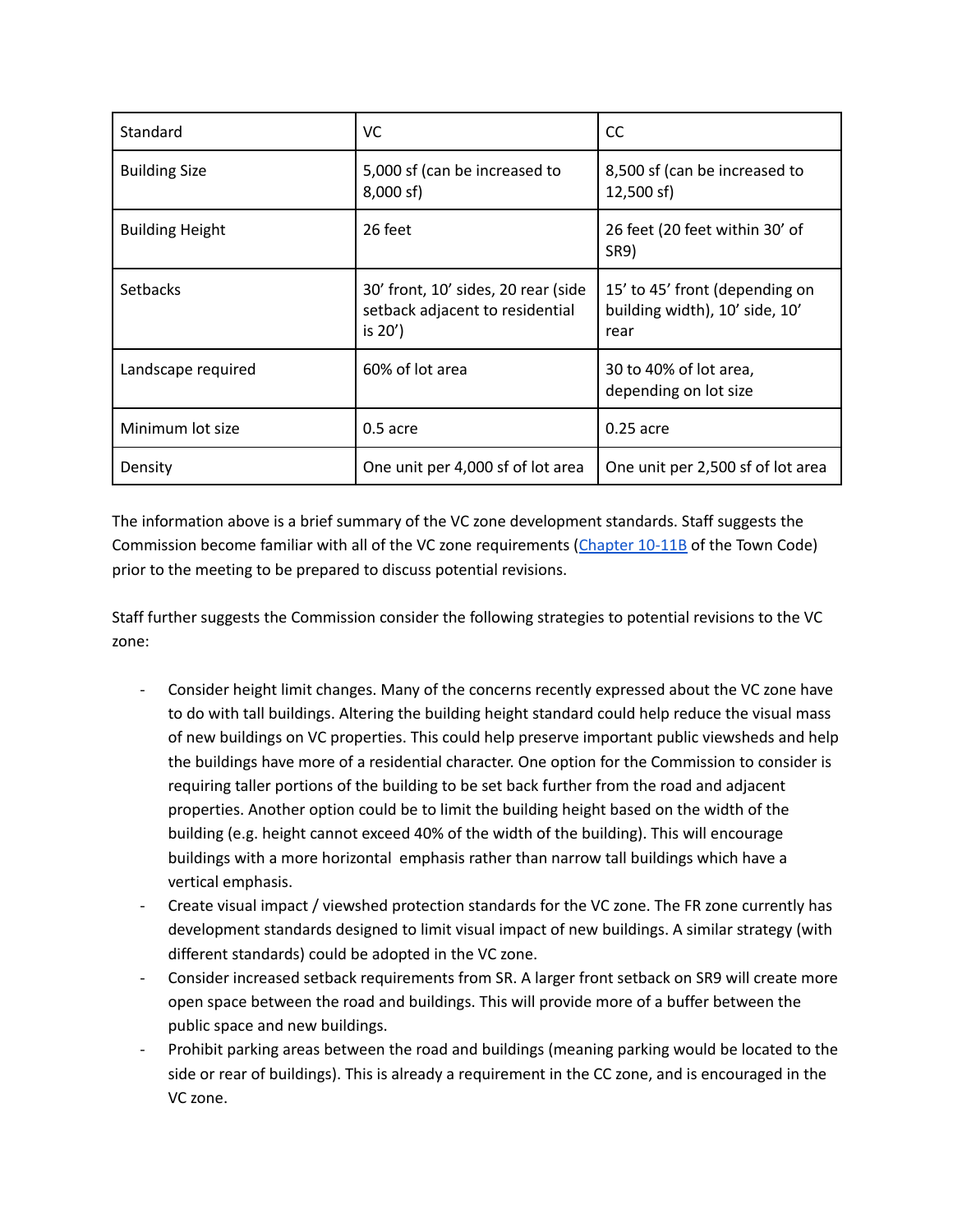| Standard | VC | CC |
|---|---|---|
| Building Size | 5,000 sf (can be increased to 8,000 sf) | 8,500 sf (can be increased to 12,500 sf) |
| Building Height | 26 feet | 26 feet (20 feet within 30' of SR9) |
| Setbacks | 30' front, 10' sides, 20 rear (side setback adjacent to residential is 20') | 15' to 45' front (depending on building width), 10' side, 10' rear |
| Landscape required | 60% of lot area | 30 to 40% of lot area, depending on lot size |
| Minimum lot size | 0.5 acre | 0.25 acre |
| Density | One unit per 4,000 sf of lot area | One unit per 2,500 sf of lot area |

The information above is a brief summary of the VC zone development standards. Staff suggests the Commission become familiar with all of the VC zone requirements (Chapter 10-11B of the Town Code) prior to the meeting to be prepared to discuss potential revisions.

Staff further suggests the Commission consider the following strategies to potential revisions to the VC zone:

- Consider height limit changes. Many of the concerns recently expressed about the VC zone have to do with tall buildings. Altering the building height standard could help reduce the visual mass of new buildings on VC properties. This could help preserve important public viewsheds and help the buildings have more of a residential character. One option for the Commission to consider is requiring taller portions of the building to be set back further from the road and adjacent properties. Another option could be to limit the building height based on the width of the building (e.g. height cannot exceed 40% of the width of the building). This will encourage buildings with a more horizontal emphasis rather than narrow tall buildings which have a vertical emphasis.
- Create visual impact / viewshed protection standards for the VC zone. The FR zone currently has development standards designed to limit visual impact of new buildings. A similar strategy (with different standards) could be adopted in the VC zone.
- Consider increased setback requirements from SR. A larger front setback on SR9 will create more open space between the road and buildings. This will provide more of a buffer between the public space and new buildings.
- Prohibit parking areas between the road and buildings (meaning parking would be located to the side or rear of buildings). This is already a requirement in the CC zone, and is encouraged in the VC zone.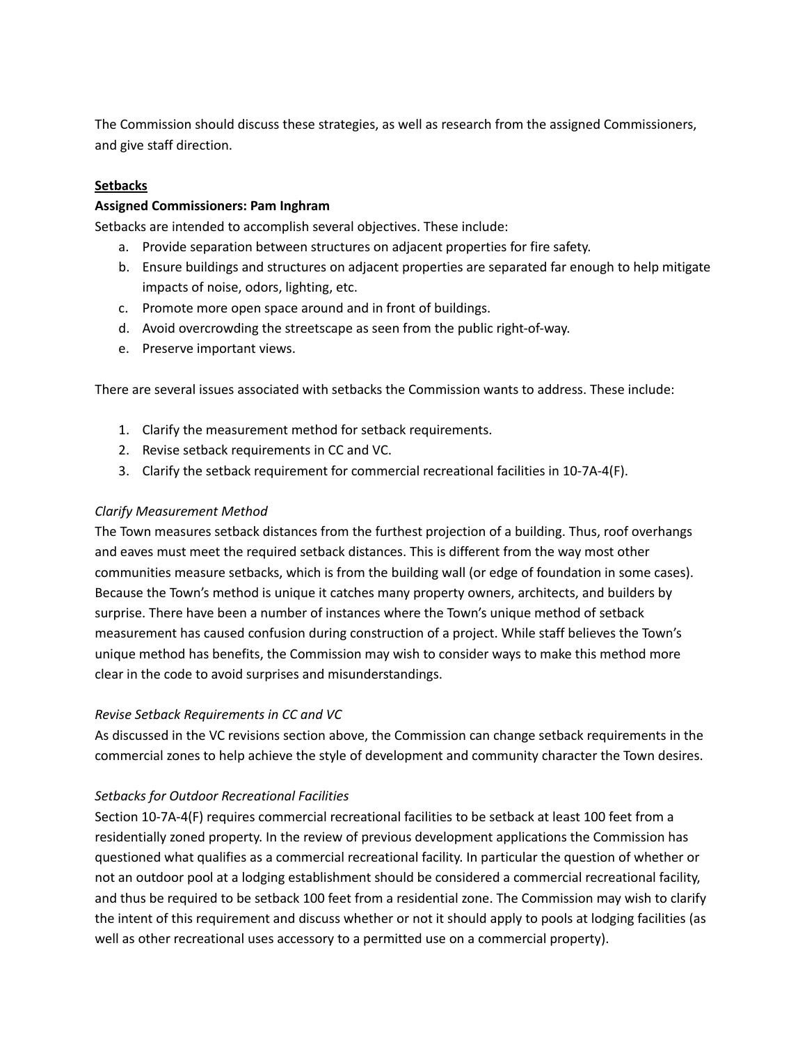The Commission should discuss these strategies, as well as research from the assigned Commissioners, and give staff direction.

## Setbacks

**Assigned Commissioners: Pam Inghram**

Setbacks are intended to accomplish several objectives. These include:

a. Provide separation between structures on adjacent properties for fire safety.
b. Ensure buildings and structures on adjacent properties are separated far enough to help mitigate impacts of noise, odors, lighting, etc.
c. Promote more open space around and in front of buildings.
d. Avoid overcrowding the streetscape as seen from the public right-of-way.
e. Preserve important views.

There are several issues associated with setbacks the Commission wants to address. These include:

1. Clarify the measurement method for setback requirements.
2. Revise setback requirements in CC and VC.
3. Clarify the setback requirement for commercial recreational facilities in 10-7A-4(F).

### *Clarify Measurement Method*

The Town measures setback distances from the furthest projection of a building. Thus, roof overhangs and eaves must meet the required setback distances. This is different from the way most other communities measure setbacks, which is from the building wall (or edge of foundation in some cases). Because the Town's method is unique it catches many property owners, architects, and builders by surprise. There have been a number of instances where the Town's unique method of setback measurement has caused confusion during construction of a project. While staff believes the Town's unique method has benefits, the Commission may wish to consider ways to make this method more clear in the code to avoid surprises and misunderstandings.

### *Revise Setback Requirements in CC and VC*

As discussed in the VC revisions section above, the Commission can change setback requirements in the commercial zones to help achieve the style of development and community character the Town desires.

### *Setbacks for Outdoor Recreational Facilities*

Section 10-7A-4(F) requires commercial recreational facilities to be setback at least 100 feet from a residentially zoned property. In the review of previous development applications the Commission has questioned what qualifies as a commercial recreational facility. In particular the question of whether or not an outdoor pool at a lodging establishment should be considered a commercial recreational facility, and thus be required to be setback 100 feet from a residential zone. The Commission may wish to clarify the intent of this requirement and discuss whether or not it should apply to pools at lodging facilities (as well as other recreational uses accessory to a permitted use on a commercial property).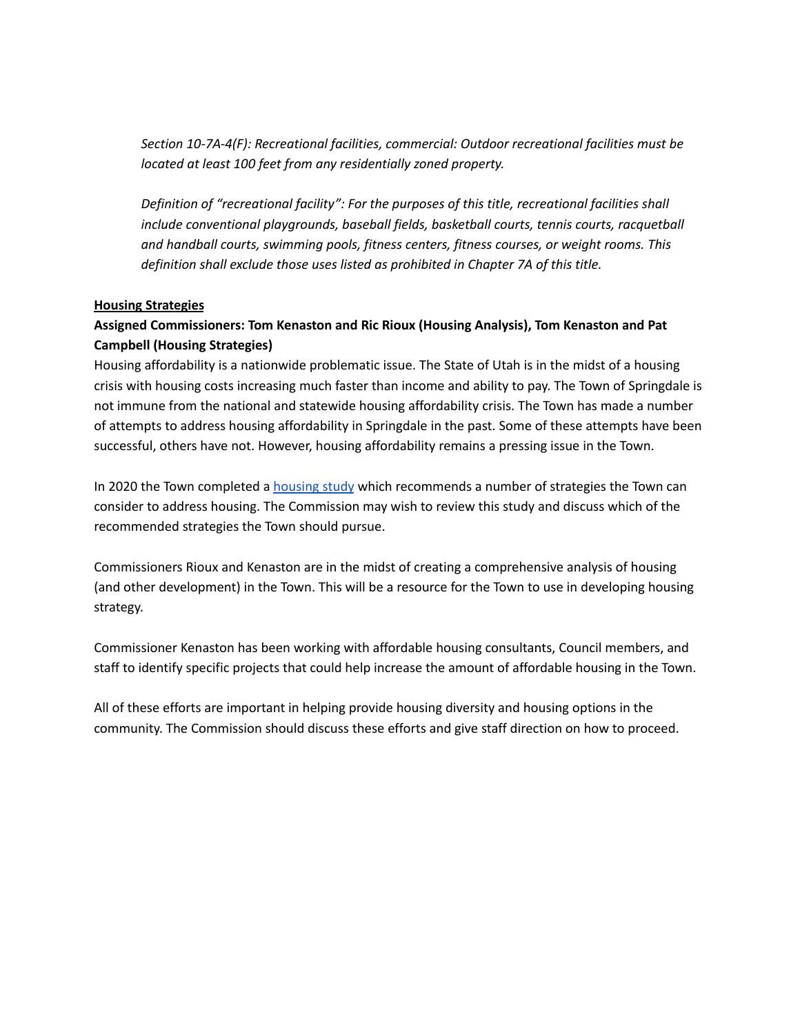*Section 10-7A-4(F): Recreational facilities, commercial: Outdoor recreational facilities must be located at least 100 feet from any residentially zoned property.*

*Definition of "recreational facility": For the purposes of this title, recreational facilities shall include conventional playgrounds, baseball fields, basketball courts, tennis courts, racquetball and handball courts, swimming pools, fitness centers, fitness courses, or weight rooms. This definition shall exclude those uses listed as prohibited in Chapter 7A of this title.*

**Housing Strategies**

**Assigned Commissioners: Tom Kenaston and Ric Rioux (Housing Analysis), Tom Kenaston and Pat Campbell (Housing Strategies)**

Housing affordability is a nationwide problematic issue. The State of Utah is in the midst of a housing crisis with housing costs increasing much faster than income and ability to pay. The Town of Springdale is not immune from the national and statewide housing affordability crisis. The Town has made a number of attempts to address housing affordability in Springdale in the past. Some of these attempts have been successful, others have not. However, housing affordability remains a pressing issue in the Town.

In 2020 the Town completed a housing study which recommends a number of strategies the Town can consider to address housing. The Commission may wish to review this study and discuss which of the recommended strategies the Town should pursue.

Commissioners Rioux and Kenaston are in the midst of creating a comprehensive analysis of housing (and other development) in the Town. This will be a resource for the Town to use in developing housing strategy.

Commissioner Kenaston has been working with affordable housing consultants, Council members, and staff to identify specific projects that could help increase the amount of affordable housing in the Town.

All of these efforts are important in helping provide housing diversity and housing options in the community. The Commission should discuss these efforts and give staff direction on how to proceed.